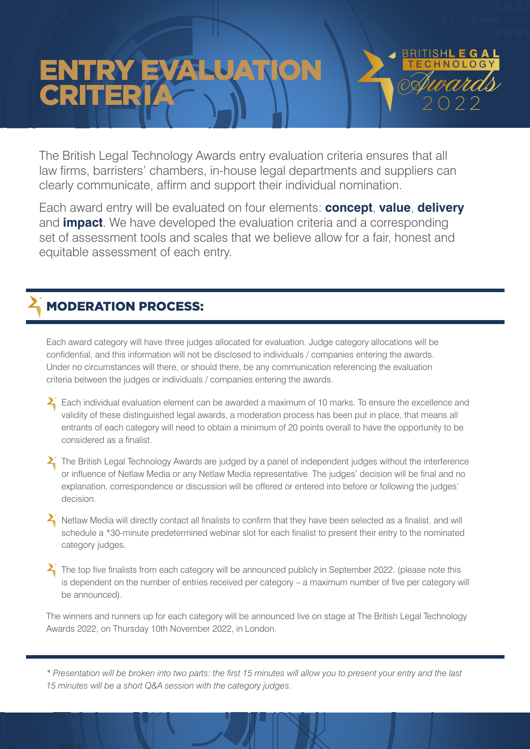# ENTRY EVALUATION CRITERIA

BRITISH LEGAL TECHNOLOGY Awards 2022

The British Legal Technology Awards entry evaluation criteria ensures that all law firms, barristers' chambers, in-house legal departments and suppliers can clearly communicate, affirm and support their individual nomination.

Each award entry will be evaluated on four elements: **concept**, **value**, **delivery** and **impact**. We have developed the evaluation criteria and a corresponding set of assessment tools and scales that we believe allow for a fair, honest and equitable assessment of each entry.

## MODERATION PROCESS:

Each award category will have three judges allocated for evaluation. Judge category allocations will be confidential, and this information will not be disclosed to individuals / companies entering the awards. Under no circumstances will there, or should there, be any communication referencing the evaluation criteria between the judges or individuals / companies entering the awards.

- Each individual evaluation element can be awarded a maximum of 10 marks. To ensure the excellence and validity of these distinguished legal awards, a moderation process has been put in place, that means all entrants of each category will need to obtain a minimum of 20 points overall to have the opportunity to be considered as a finalist.
- The British Legal Technology Awards are judged by a panel of independent judges without the interference or influence of Netlaw Media or any Netlaw Media representative. The judges' decision will be final and no explanation, correspondence or discussion will be offered or entered into before or following the judges' decision.
- Netlaw Media will directly contact all finalists to confirm that they have been selected as a finalist, and will schedule a *30-minute predetermined webinar slot for each finalist to present their entry to the nominated category judges.
- The top five finalists from each category will be announced publicly in September 2022. (please note this is dependent on the number of entries received per category – a maximum number of five per category will be announced).

The winners and runners up for each category will be announced live on stage at The British Legal Technology Awards 2022, on Thursday 10th November 2022, in London.

*\* Presentation will be broken into two parts: the first 15 minutes will allow you to present your entry and the last 15 minutes will be a short Q&A session with the category judges.*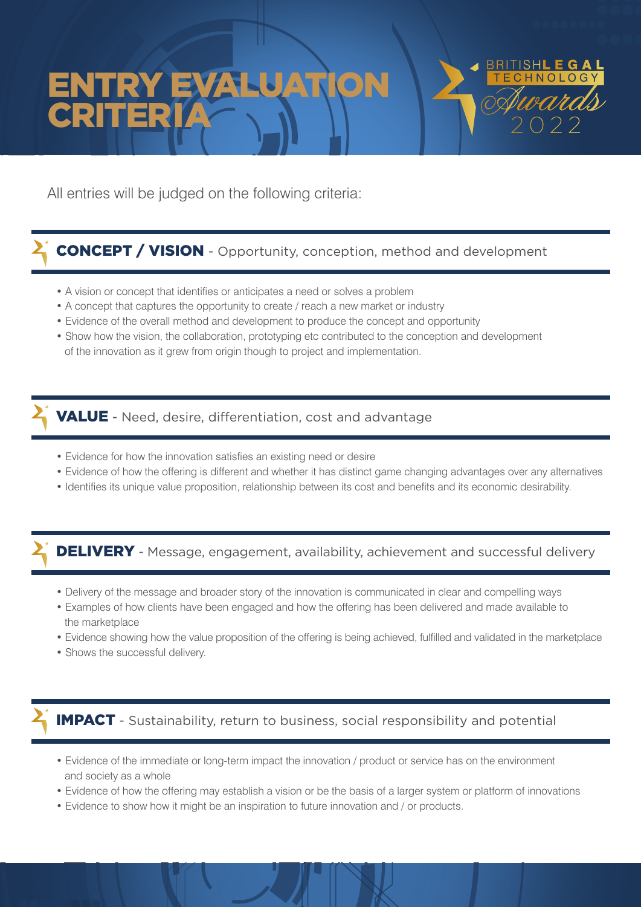# ENTRY EVALUATION CRITERIA

BRITISH LEGAL TECHNOLOGY Awards 2022

All entries will be judged on the following criteria:

## CONCEPT / VISION - Opportunity, conception, method and development

- A vision or concept that identifies or anticipates a need or solves a problem
- A concept that captures the opportunity to create / reach a new market or industry
- Evidence of the overall method and development to produce the concept and opportunity
- Show how the vision, the collaboration, prototyping etc contributed to the conception and development of the innovation as it grew from origin though to project and implementation.

## VALUE - Need, desire, differentiation, cost and advantage

- Evidence for how the innovation satisfies an existing need or desire
- Evidence of how the offering is different and whether it has distinct game changing advantages over any alternatives
- Identifies its unique value proposition, relationship between its cost and benefits and its economic desirability.

## DELIVERY - Message, engagement, availability, achievement and successful delivery

- Delivery of the message and broader story of the innovation is communicated in clear and compelling ways
- Examples of how clients have been engaged and how the offering has been delivered and made available to the marketplace
- Evidence showing how the value proposition of the offering is being achieved, fulfilled and validated in the marketplace
- Shows the successful delivery.

## IMPACT - Sustainability, return to business, social responsibility and potential

- Evidence of the immediate or long-term impact the innovation / product or service has on the environment and society as a whole
- Evidence of how the offering may establish a vision or be the basis of a larger system or platform of innovations
- Evidence to show how it might be an inspiration to future innovation and / or products.